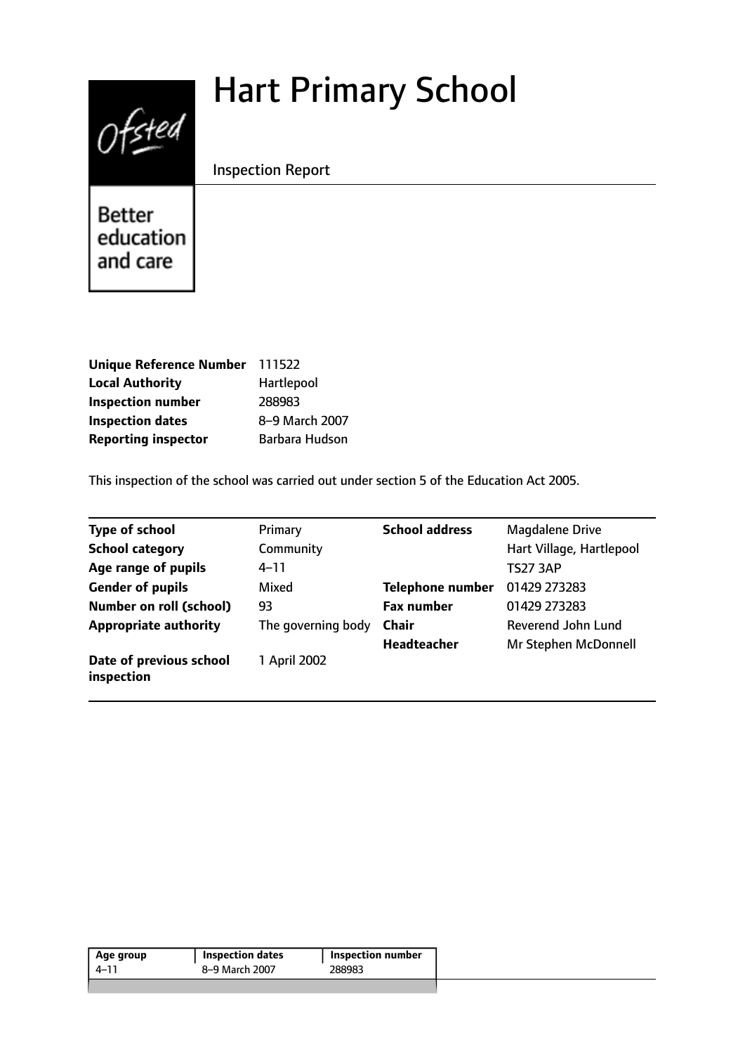# Hart Primary School

Inspection Report

Better education and care

| | |
|---|---|
| **Unique Reference Number** | 111522 |
| **Local Authority** | Hartlepool |
| **Inspection number** | 288983 |
| **Inspection dates** | 8–9 March 2007 |
| **Reporting inspector** | Barbara Hudson |

This inspection of the school was carried out under section 5 of the Education Act 2005.

| | | | |
|---|---|---|---|
| **Type of school** | Primary | **School address** | Magdalene Drive |
| **School category** | Community | | Hart Village, Hartlepool |
| **Age range of pupils** | 4–11 | | TS27 3AP |
| **Gender of pupils** | Mixed | **Telephone number** | 01429 273283 |
| **Number on roll (school)** | 93 | **Fax number** | 01429 273283 |
| **Appropriate authority** | The governing body | **Chair** | Reverend John Lund |
| | | **Headteacher** | Mr Stephen McDonnell |
| **Date of previous school inspection** | 1 April 2002 | | |

| Age group | Inspection dates | Inspection number |
|---|---|---|
| 4–11 | 8–9 March 2007 | 288983 |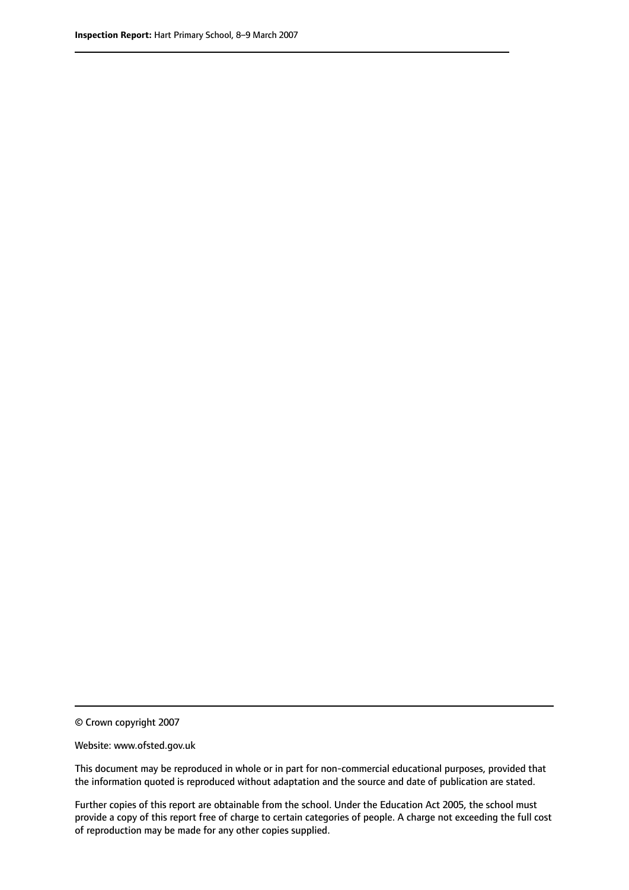© Crown copyright 2007

Website: www.ofsted.gov.uk

This document may be reproduced in whole or in part for non-commercial educational purposes, provided that the information quoted is reproduced without adaptation and the source and date of publication are stated.

Further copies of this report are obtainable from the school. Under the Education Act 2005, the school must provide a copy of this report free of charge to certain categories of people. A charge not exceeding the full cost of reproduction may be made for any other copies supplied.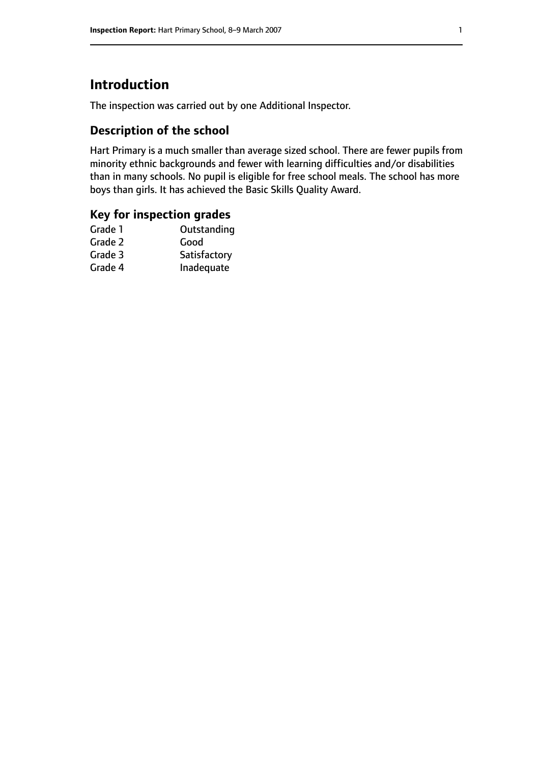# Introduction

The inspection was carried out by one Additional Inspector.

## Description of the school

Hart Primary is a much smaller than average sized school. There are fewer pupils from minority ethnic backgrounds and fewer with learning difficulties and/or disabilities than in many schools. No pupil is eligible for free school meals. The school has more boys than girls. It has achieved the Basic Skills Quality Award.

## Key for inspection grades

| | |
|---|---|
| Grade 1 | Outstanding |
| Grade 2 | Good |
| Grade 3 | Satisfactory |
| Grade 4 | Inadequate |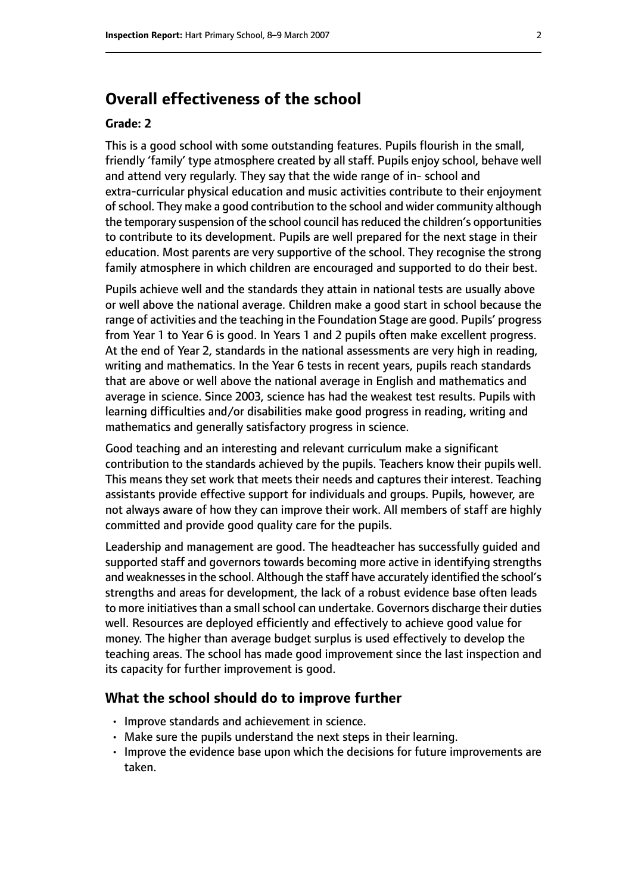## Overall effectiveness of the school

### Grade: 2

This is a good school with some outstanding features. Pupils flourish in the small, friendly 'family' type atmosphere created by all staff. Pupils enjoy school, behave well and attend very regularly. They say that the wide range of in- school and extra-curricular physical education and music activities contribute to their enjoyment of school. They make a good contribution to the school and wider community although the temporary suspension of the school council has reduced the children's opportunities to contribute to its development. Pupils are well prepared for the next stage in their education. Most parents are very supportive of the school. They recognise the strong family atmosphere in which children are encouraged and supported to do their best.

Pupils achieve well and the standards they attain in national tests are usually above or well above the national average. Children make a good start in school because the range of activities and the teaching in the Foundation Stage are good. Pupils' progress from Year 1 to Year 6 is good. In Years 1 and 2 pupils often make excellent progress. At the end of Year 2, standards in the national assessments are very high in reading, writing and mathematics. In the Year 6 tests in recent years, pupils reach standards that are above or well above the national average in English and mathematics and average in science. Since 2003, science has had the weakest test results. Pupils with learning difficulties and/or disabilities make good progress in reading, writing and mathematics and generally satisfactory progress in science.

Good teaching and an interesting and relevant curriculum make a significant contribution to the standards achieved by the pupils. Teachers know their pupils well. This means they set work that meets their needs and captures their interest. Teaching assistants provide effective support for individuals and groups. Pupils, however, are not always aware of how they can improve their work. All members of staff are highly committed and provide good quality care for the pupils.

Leadership and management are good. The headteacher has successfully guided and supported staff and governors towards becoming more active in identifying strengths and weaknesses in the school. Although the staff have accurately identified the school's strengths and areas for development, the lack of a robust evidence base often leads to more initiatives than a small school can undertake. Governors discharge their duties well. Resources are deployed efficiently and effectively to achieve good value for money. The higher than average budget surplus is used effectively to develop the teaching areas. The school has made good improvement since the last inspection and its capacity for further improvement is good.

### What the school should do to improve further

- Improve standards and achievement in science.
- Make sure the pupils understand the next steps in their learning.
- Improve the evidence base upon which the decisions for future improvements are taken.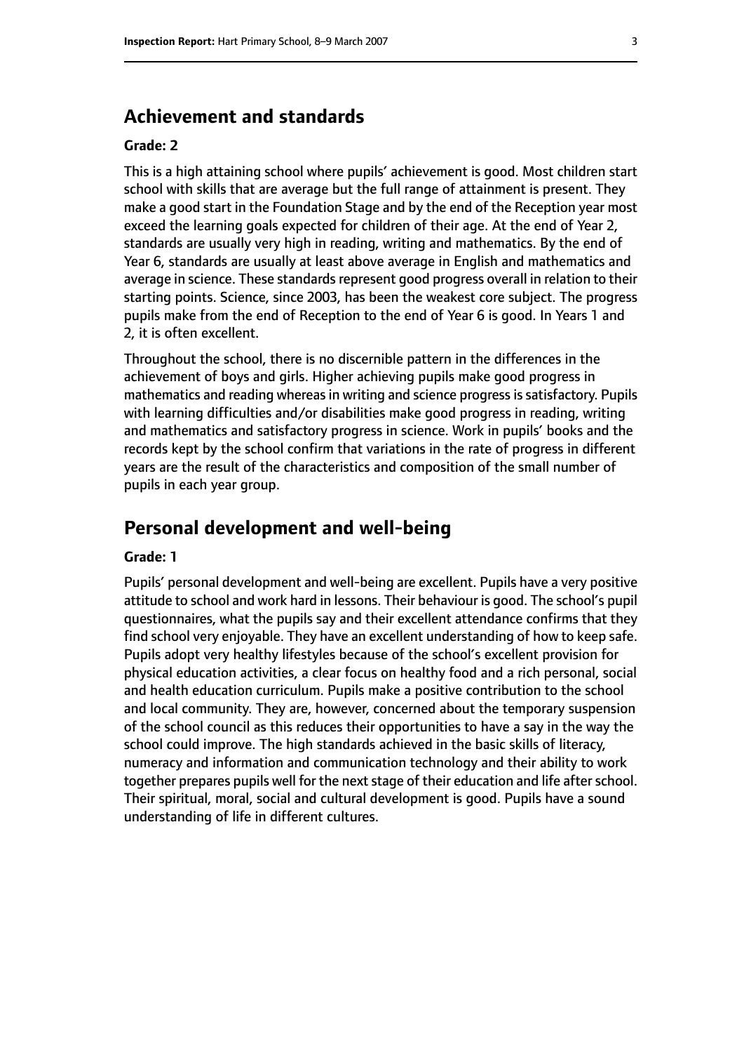## Achievement and standards

**Grade: 2**

This is a high attaining school where pupils' achievement is good. Most children start school with skills that are average but the full range of attainment is present. They make a good start in the Foundation Stage and by the end of the Reception year most exceed the learning goals expected for children of their age. At the end of Year 2, standards are usually very high in reading, writing and mathematics. By the end of Year 6, standards are usually at least above average in English and mathematics and average in science. These standards represent good progress overall in relation to their starting points. Science, since 2003, has been the weakest core subject. The progress pupils make from the end of Reception to the end of Year 6 is good. In Years 1 and 2, it is often excellent.

Throughout the school, there is no discernible pattern in the differences in the achievement of boys and girls. Higher achieving pupils make good progress in mathematics and reading whereas in writing and science progress is satisfactory. Pupils with learning difficulties and/or disabilities make good progress in reading, writing and mathematics and satisfactory progress in science. Work in pupils' books and the records kept by the school confirm that variations in the rate of progress in different years are the result of the characteristics and composition of the small number of pupils in each year group.

## Personal development and well-being

**Grade: 1**

Pupils' personal development and well-being are excellent. Pupils have a very positive attitude to school and work hard in lessons. Their behaviour is good. The school's pupil questionnaires, what the pupils say and their excellent attendance confirms that they find school very enjoyable. They have an excellent understanding of how to keep safe. Pupils adopt very healthy lifestyles because of the school's excellent provision for physical education activities, a clear focus on healthy food and a rich personal, social and health education curriculum. Pupils make a positive contribution to the school and local community. They are, however, concerned about the temporary suspension of the school council as this reduces their opportunities to have a say in the way the school could improve. The high standards achieved in the basic skills of literacy, numeracy and information and communication technology and their ability to work together prepares pupils well for the next stage of their education and life after school. Their spiritual, moral, social and cultural development is good. Pupils have a sound understanding of life in different cultures.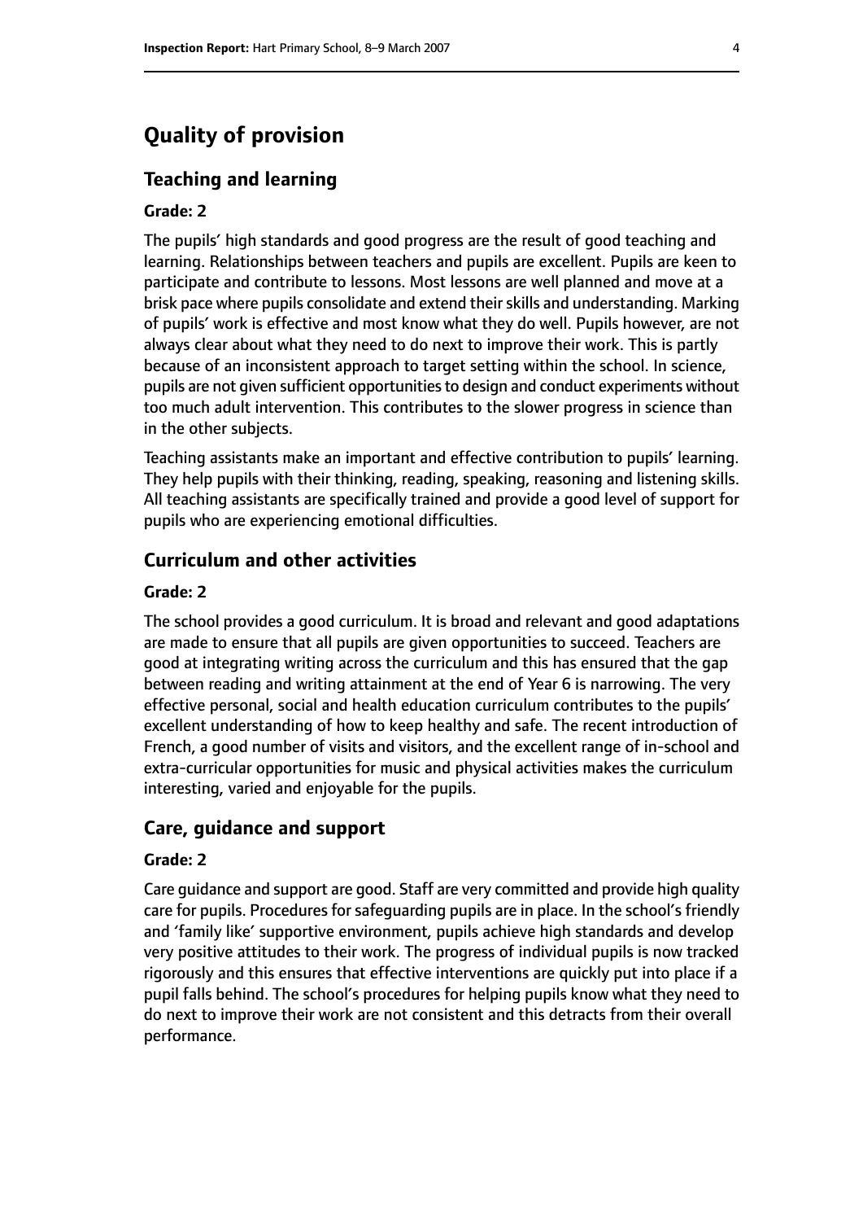# Quality of provision

## Teaching and learning

**Grade: 2**

The pupils' high standards and good progress are the result of good teaching and learning. Relationships between teachers and pupils are excellent. Pupils are keen to participate and contribute to lessons. Most lessons are well planned and move at a brisk pace where pupils consolidate and extend their skills and understanding. Marking of pupils' work is effective and most know what they do well. Pupils however, are not always clear about what they need to do next to improve their work. This is partly because of an inconsistent approach to target setting within the school. In science, pupils are not given sufficient opportunities to design and conduct experiments without too much adult intervention. This contributes to the slower progress in science than in the other subjects.

Teaching assistants make an important and effective contribution to pupils' learning. They help pupils with their thinking, reading, speaking, reasoning and listening skills. All teaching assistants are specifically trained and provide a good level of support for pupils who are experiencing emotional difficulties.

## Curriculum and other activities

**Grade: 2**

The school provides a good curriculum. It is broad and relevant and good adaptations are made to ensure that all pupils are given opportunities to succeed. Teachers are good at integrating writing across the curriculum and this has ensured that the gap between reading and writing attainment at the end of Year 6 is narrowing. The very effective personal, social and health education curriculum contributes to the pupils' excellent understanding of how to keep healthy and safe. The recent introduction of French, a good number of visits and visitors, and the excellent range of in-school and extra-curricular opportunities for music and physical activities makes the curriculum interesting, varied and enjoyable for the pupils.

## Care, guidance and support

**Grade: 2**

Care guidance and support are good. Staff are very committed and provide high quality care for pupils. Procedures for safeguarding pupils are in place. In the school's friendly and 'family like' supportive environment, pupils achieve high standards and develop very positive attitudes to their work. The progress of individual pupils is now tracked rigorously and this ensures that effective interventions are quickly put into place if a pupil falls behind. The school's procedures for helping pupils know what they need to do next to improve their work are not consistent and this detracts from their overall performance.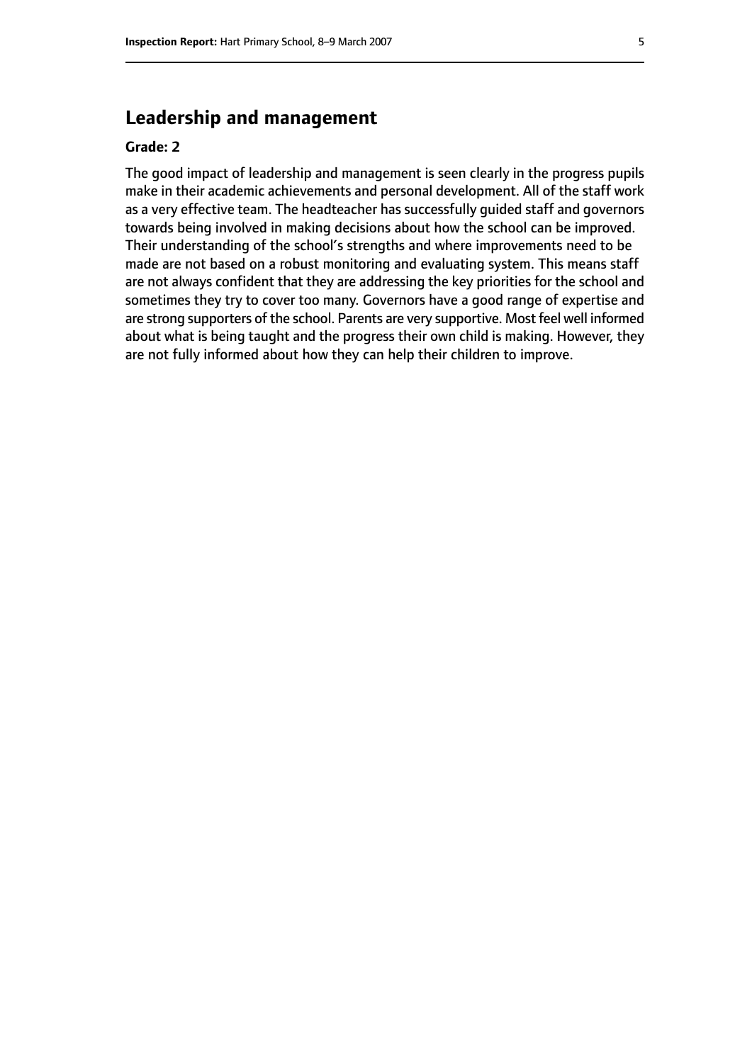## Leadership and management

**Grade: 2**

The good impact of leadership and management is seen clearly in the progress pupils make in their academic achievements and personal development. All of the staff work as a very effective team. The headteacher has successfully guided staff and governors towards being involved in making decisions about how the school can be improved. Their understanding of the school's strengths and where improvements need to be made are not based on a robust monitoring and evaluating system. This means staff are not always confident that they are addressing the key priorities for the school and sometimes they try to cover too many. Governors have a good range of expertise and are strong supporters of the school. Parents are very supportive. Most feel well informed about what is being taught and the progress their own child is making. However, they are not fully informed about how they can help their children to improve.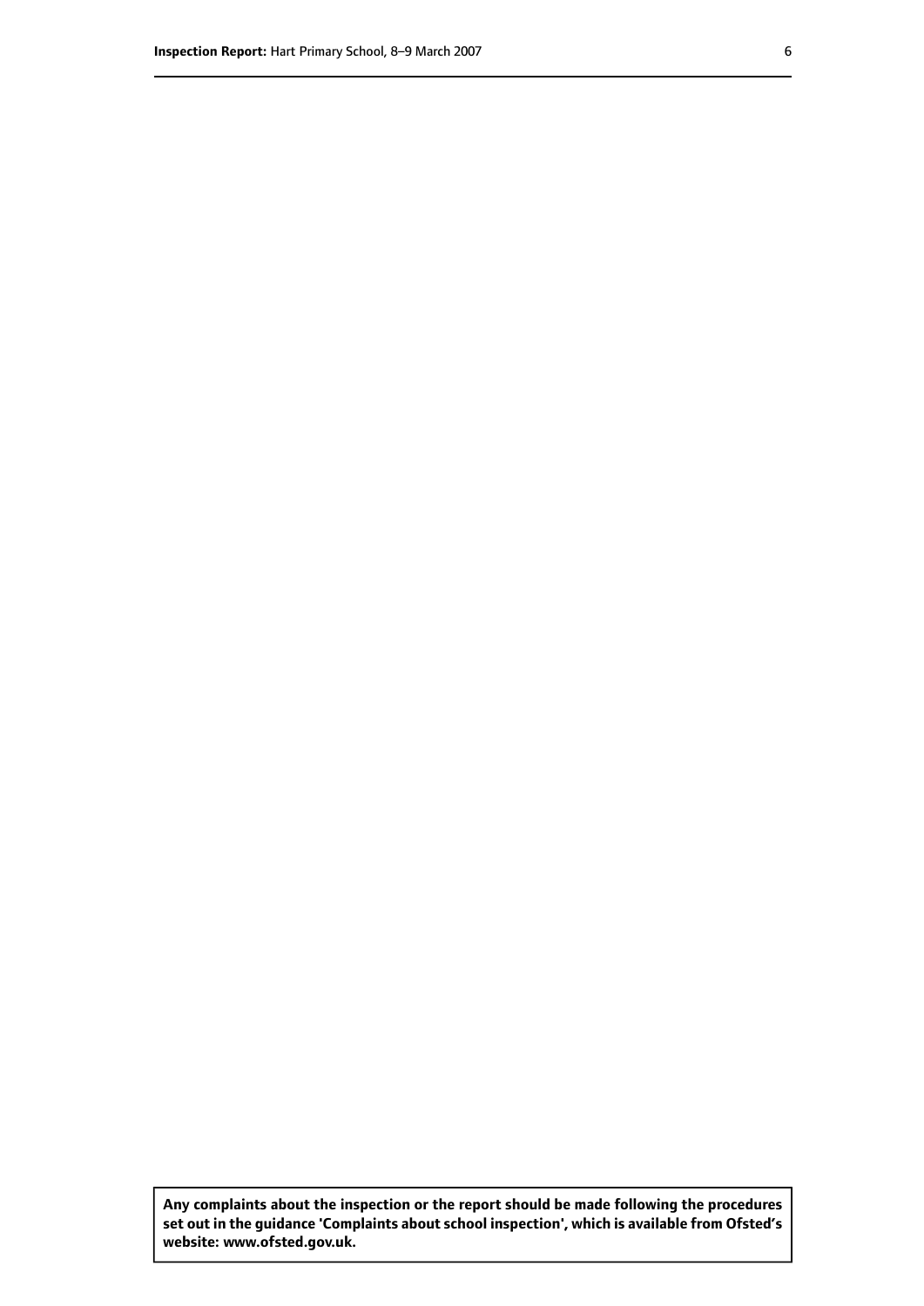**Any complaints about the inspection or the report should be made following the procedures set out in the guidance 'Complaints about school inspection', which is available from Ofsted's website: www.ofsted.gov.uk.**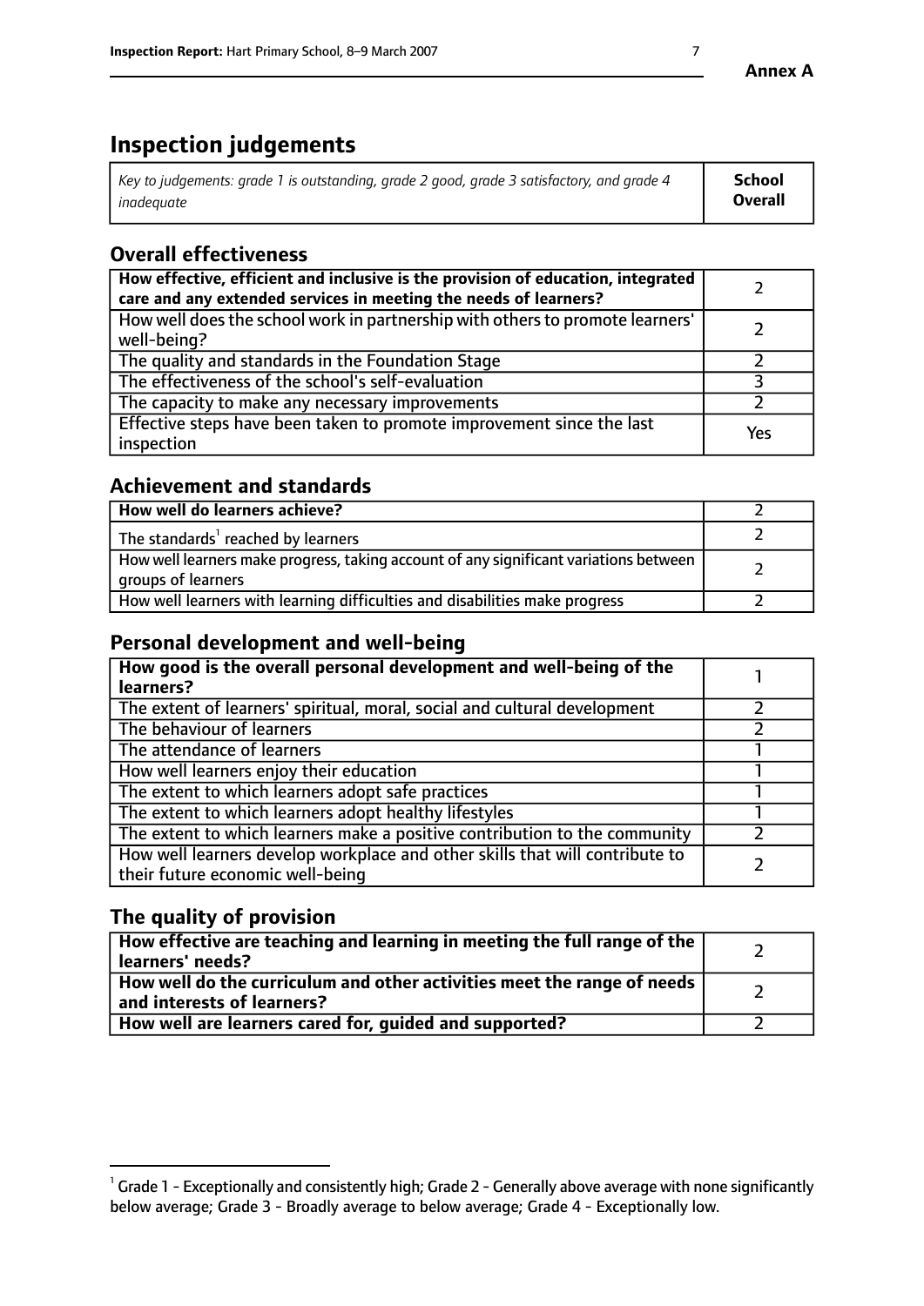# Inspection judgements

| *Key to judgements: grade 1 is outstanding, grade 2 good, grade 3 satisfactory, and grade 4 inadequate* | **School Overall** |
|---|---|

## Overall effectiveness

| | |
|---|---|
| **How effective, efficient and inclusive is the provision of education, integrated care and any extended services in meeting the needs of learners?** | 2 |
| How well does the school work in partnership with others to promote learners' well-being? | 2 |
| The quality and standards in the Foundation Stage | 2 |
| The effectiveness of the school's self-evaluation | 3 |
| The capacity to make any necessary improvements | 2 |
| Effective steps have been taken to promote improvement since the last inspection | Yes |

## Achievement and standards

| | |
|---|---|
| **How well do learners achieve?** | 2 |
| The standards[1] reached by learners | 2 |
| How well learners make progress, taking account of any significant variations between groups of learners | 2 |
| How well learners with learning difficulties and disabilities make progress | 2 |

## Personal development and well-being

| | |
|---|---|
| **How good is the overall personal development and well-being of the learners?** | 1 |
| The extent of learners' spiritual, moral, social and cultural development | 2 |
| The behaviour of learners | 2 |
| The attendance of learners | 1 |
| How well learners enjoy their education | 1 |
| The extent to which learners adopt safe practices | 1 |
| The extent to which learners adopt healthy lifestyles | 1 |
| The extent to which learners make a positive contribution to the community | 2 |
| How well learners develop workplace and other skills that will contribute to their future economic well-being | 2 |

## The quality of provision

| | |
|---|---|
| **How effective are teaching and learning in meeting the full range of the learners' needs?** | 2 |
| **How well do the curriculum and other activities meet the range of needs and interests of learners?** | 2 |
| **How well are learners cared for, guided and supported?** | 2 |

[1] Grade 1 - Exceptionally and consistently high; Grade 2 - Generally above average with none significantly below average; Grade 3 - Broadly average to below average; Grade 4 - Exceptionally low.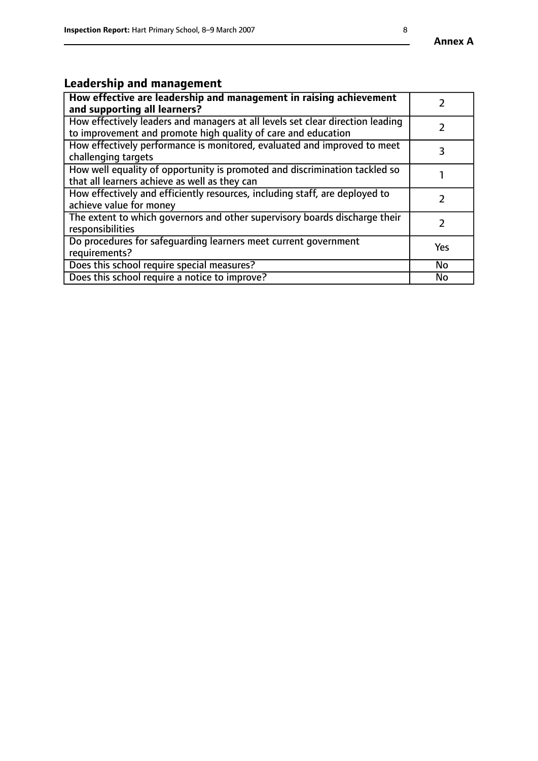## Leadership and management

| **How effective are leadership and management in raising achievement and supporting all learners?** | 2 |
|---|---|
| How effectively leaders and managers at all levels set clear direction leading to improvement and promote high quality of care and education | 2 |
| How effectively performance is monitored, evaluated and improved to meet challenging targets | 3 |
| How well equality of opportunity is promoted and discrimination tackled so that all learners achieve as well as they can | 1 |
| How effectively and efficiently resources, including staff, are deployed to achieve value for money | 2 |
| The extent to which governors and other supervisory boards discharge their responsibilities | 2 |
| Do procedures for safeguarding learners meet current government requirements? | Yes |
| Does this school require special measures? | No |
| Does this school require a notice to improve? | No |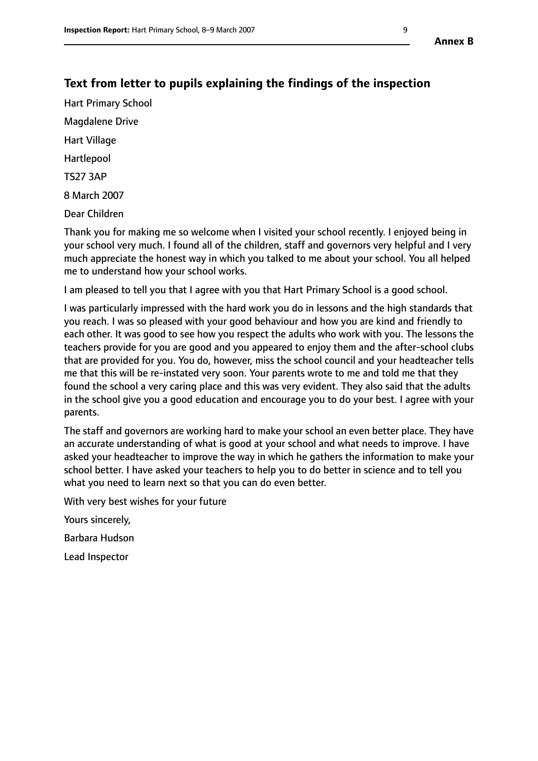**Annex B**

## Text from letter to pupils explaining the findings of the inspection

Hart Primary School

Magdalene Drive

Hart Village

Hartlepool

TS27 3AP

8 March 2007

Dear Children

Thank you for making me so welcome when I visited your school recently. I enjoyed being in your school very much. I found all of the children, staff and governors very helpful and I very much appreciate the honest way in which you talked to me about your school. You all helped me to understand how your school works.

I am pleased to tell you that I agree with you that Hart Primary School is a good school.

I was particularly impressed with the hard work you do in lessons and the high standards that you reach. I was so pleased with your good behaviour and how you are kind and friendly to each other. It was good to see how you respect the adults who work with you. The lessons the teachers provide for you are good and you appeared to enjoy them and the after-school clubs that are provided for you. You do, however, miss the school council and your headteacher tells me that this will be re-instated very soon. Your parents wrote to me and told me that they found the school a very caring place and this was very evident. They also said that the adults in the school give you a good education and encourage you to do your best. I agree with your parents.

The staff and governors are working hard to make your school an even better place. They have an accurate understanding of what is good at your school and what needs to improve. I have asked your headteacher to improve the way in which he gathers the information to make your school better. I have asked your teachers to help you to do better in science and to tell you what you need to learn next so that you can do even better.

With very best wishes for your future

Yours sincerely,

Barbara Hudson

Lead Inspector